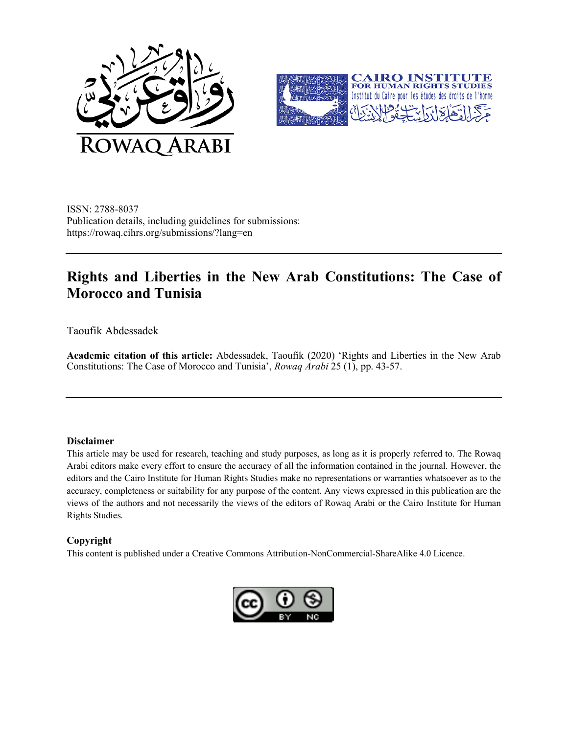ISSN: 2788-8037
Publication details, including guidelines for submissions:
https://rowaq.cihrs.org/submissions/?lang=en

# Rights and Liberties in the New Arab Constitutions: The Case of Morocco and Tunisia

Taoufik Abdessadek

**Academic citation of this article:** Abdessadek, Taoufik (2020) 'Rights and Liberties in the New Arab Constitutions: The Case of Morocco and Tunisia', *Rowaq Arabi* 25 (1), pp. 43-57.

**Disclaimer**

This article may be used for research, teaching and study purposes, as long as it is properly referred to. The Rowaq Arabi editors make every effort to ensure the accuracy of all the information contained in the journal. However, the editors and the Cairo Institute for Human Rights Studies make no representations or warranties whatsoever as to the accuracy, completeness or suitability for any purpose of the content. Any views expressed in this publication are the views of the authors and not necessarily the views of the editors of Rowaq Arabi or the Cairo Institute for Human Rights Studies.

**Copyright**

This content is published under a Creative Commons Attribution-NonCommercial-ShareAlike 4.0 Licence.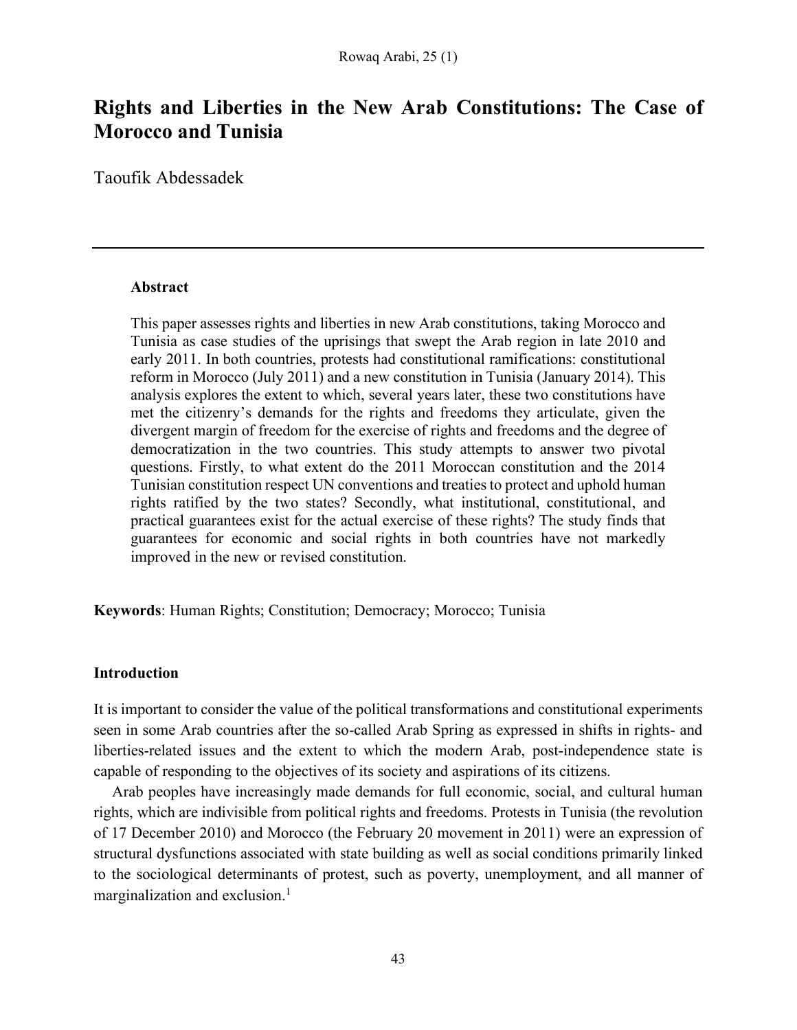# Rights and Liberties in the New Arab Constitutions: The Case of Morocco and Tunisia

Taoufik Abdessadek

---

**Abstract**

This paper assesses rights and liberties in new Arab constitutions, taking Morocco and Tunisia as case studies of the uprisings that swept the Arab region in late 2010 and early 2011. In both countries, protests had constitutional ramifications: constitutional reform in Morocco (July 2011) and a new constitution in Tunisia (January 2014). This analysis explores the extent to which, several years later, these two constitutions have met the citizenry's demands for the rights and freedoms they articulate, given the divergent margin of freedom for the exercise of rights and freedoms and the degree of democratization in the two countries. This study attempts to answer two pivotal questions. Firstly, to what extent do the 2011 Moroccan constitution and the 2014 Tunisian constitution respect UN conventions and treaties to protect and uphold human rights ratified by the two states? Secondly, what institutional, constitutional, and practical guarantees exist for the actual exercise of these rights? The study finds that guarantees for economic and social rights in both countries have not markedly improved in the new or revised constitution.

**Keywords**: Human Rights; Constitution; Democracy; Morocco; Tunisia

## Introduction

It is important to consider the value of the political transformations and constitutional experiments seen in some Arab countries after the so-called Arab Spring as expressed in shifts in rights- and liberties-related issues and the extent to which the modern Arab, post-independence state is capable of responding to the objectives of its society and aspirations of its citizens.

Arab peoples have increasingly made demands for full economic, social, and cultural human rights, which are indivisible from political rights and freedoms. Protests in Tunisia (the revolution of 17 December 2010) and Morocco (the February 20 movement in 2011) were an expression of structural dysfunctions associated with state building as well as social conditions primarily linked to the sociological determinants of protest, such as poverty, unemployment, and all manner of marginalization and exclusion.[1]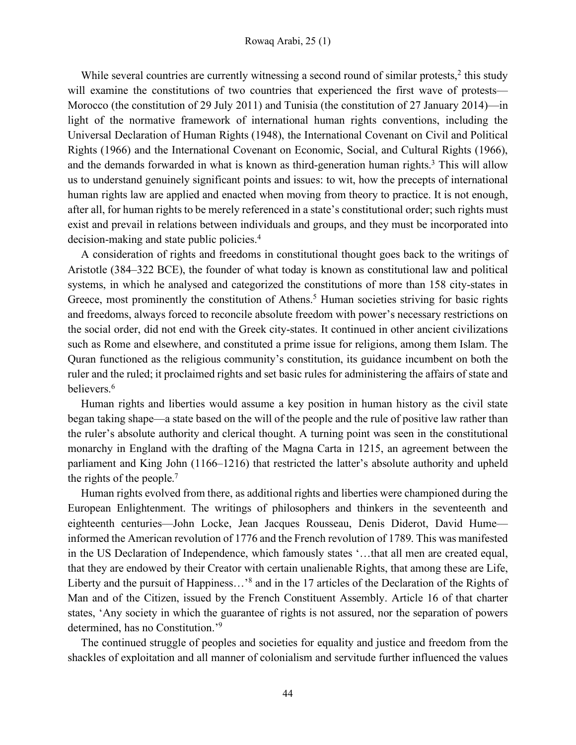While several countries are currently witnessing a second round of similar protests,[2] this study will examine the constitutions of two countries that experienced the first wave of protests—Morocco (the constitution of 29 July 2011) and Tunisia (the constitution of 27 January 2014)—in light of the normative framework of international human rights conventions, including the Universal Declaration of Human Rights (1948), the International Covenant on Civil and Political Rights (1966) and the International Covenant on Economic, Social, and Cultural Rights (1966), and the demands forwarded in what is known as third-generation human rights.[3] This will allow us to understand genuinely significant points and issues: to wit, how the precepts of international human rights law are applied and enacted when moving from theory to practice. It is not enough, after all, for human rights to be merely referenced in a state's constitutional order; such rights must exist and prevail in relations between individuals and groups, and they must be incorporated into decision-making and state public policies.[4]

A consideration of rights and freedoms in constitutional thought goes back to the writings of Aristotle (384–322 BCE), the founder of what today is known as constitutional law and political systems, in which he analysed and categorized the constitutions of more than 158 city-states in Greece, most prominently the constitution of Athens.[5] Human societies striving for basic rights and freedoms, always forced to reconcile absolute freedom with power's necessary restrictions on the social order, did not end with the Greek city-states. It continued in other ancient civilizations such as Rome and elsewhere, and constituted a prime issue for religions, among them Islam. The Quran functioned as the religious community's constitution, its guidance incumbent on both the ruler and the ruled; it proclaimed rights and set basic rules for administering the affairs of state and believers.[6]

Human rights and liberties would assume a key position in human history as the civil state began taking shape—a state based on the will of the people and the rule of positive law rather than the ruler's absolute authority and clerical thought. A turning point was seen in the constitutional monarchy in England with the drafting of the Magna Carta in 1215, an agreement between the parliament and King John (1166–1216) that restricted the latter's absolute authority and upheld the rights of the people.[7]

Human rights evolved from there, as additional rights and liberties were championed during the European Enlightenment. The writings of philosophers and thinkers in the seventeenth and eighteenth centuries—John Locke, Jean Jacques Rousseau, Denis Diderot, David Hume—informed the American revolution of 1776 and the French revolution of 1789. This was manifested in the US Declaration of Independence, which famously states '…that all men are created equal, that they are endowed by their Creator with certain unalienable Rights, that among these are Life, Liberty and the pursuit of Happiness…'[8] and in the 17 articles of the Declaration of the Rights of Man and of the Citizen, issued by the French Constituent Assembly. Article 16 of that charter states, 'Any society in which the guarantee of rights is not assured, nor the separation of powers determined, has no Constitution.'[9]

The continued struggle of peoples and societies for equality and justice and freedom from the shackles of exploitation and all manner of colonialism and servitude further influenced the values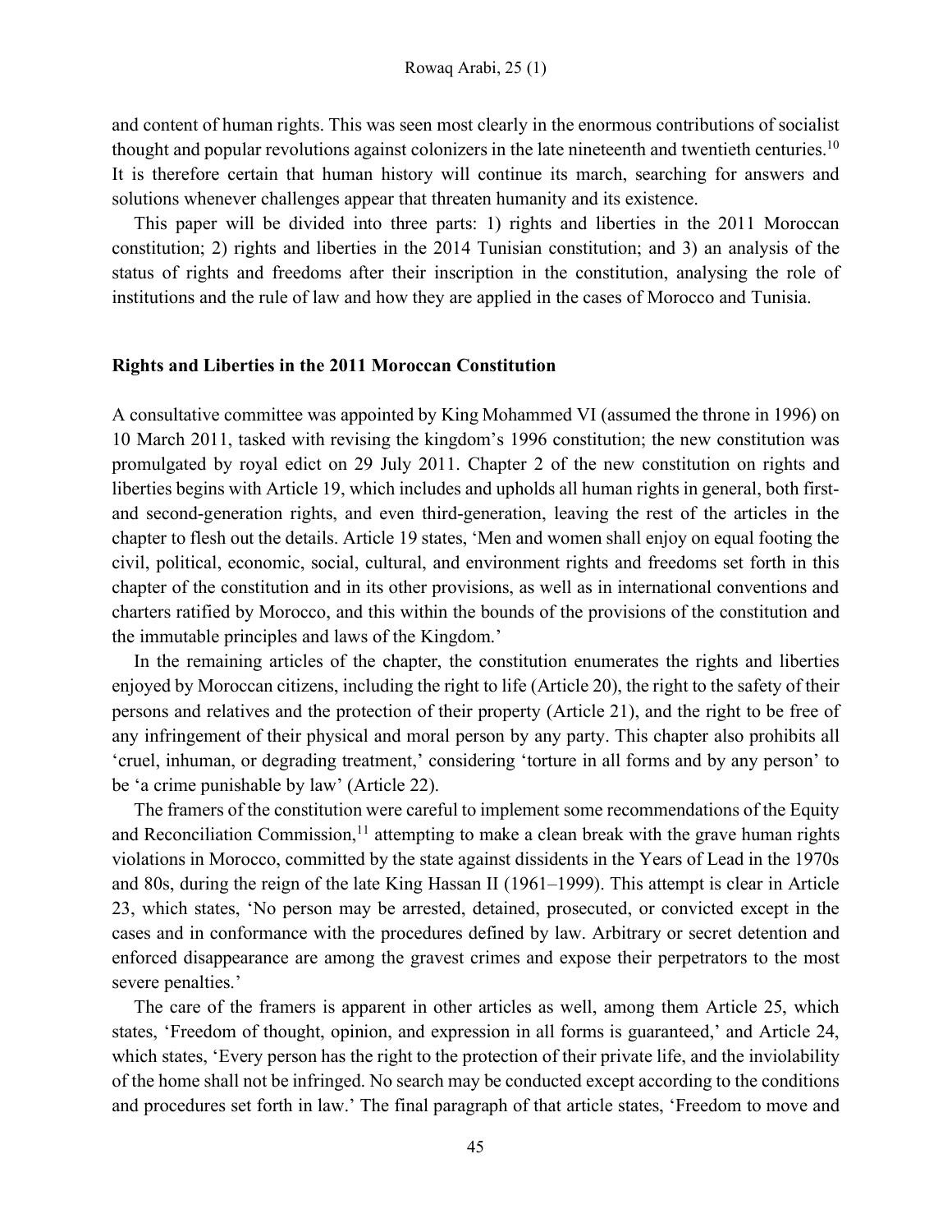and content of human rights. This was seen most clearly in the enormous contributions of socialist thought and popular revolutions against colonizers in the late nineteenth and twentieth centuries.[10] It is therefore certain that human history will continue its march, searching for answers and solutions whenever challenges appear that threaten humanity and its existence.

This paper will be divided into three parts: 1) rights and liberties in the 2011 Moroccan constitution; 2) rights and liberties in the 2014 Tunisian constitution; and 3) an analysis of the status of rights and freedoms after their inscription in the constitution, analysing the role of institutions and the rule of law and how they are applied in the cases of Morocco and Tunisia.

## Rights and Liberties in the 2011 Moroccan Constitution

A consultative committee was appointed by King Mohammed VI (assumed the throne in 1996) on 10 March 2011, tasked with revising the kingdom's 1996 constitution; the new constitution was promulgated by royal edict on 29 July 2011. Chapter 2 of the new constitution on rights and liberties begins with Article 19, which includes and upholds all human rights in general, both first- and second-generation rights, and even third-generation, leaving the rest of the articles in the chapter to flesh out the details. Article 19 states, 'Men and women shall enjoy on equal footing the civil, political, economic, social, cultural, and environment rights and freedoms set forth in this chapter of the constitution and in its other provisions, as well as in international conventions and charters ratified by Morocco, and this within the bounds of the provisions of the constitution and the immutable principles and laws of the Kingdom.'

In the remaining articles of the chapter, the constitution enumerates the rights and liberties enjoyed by Moroccan citizens, including the right to life (Article 20), the right to the safety of their persons and relatives and the protection of their property (Article 21), and the right to be free of any infringement of their physical and moral person by any party. This chapter also prohibits all 'cruel, inhuman, or degrading treatment,' considering 'torture in all forms and by any person' to be 'a crime punishable by law' (Article 22).

The framers of the constitution were careful to implement some recommendations of the Equity and Reconciliation Commission,[11] attempting to make a clean break with the grave human rights violations in Morocco, committed by the state against dissidents in the Years of Lead in the 1970s and 80s, during the reign of the late King Hassan II (1961–1999). This attempt is clear in Article 23, which states, 'No person may be arrested, detained, prosecuted, or convicted except in the cases and in conformance with the procedures defined by law. Arbitrary or secret detention and enforced disappearance are among the gravest crimes and expose their perpetrators to the most severe penalties.'

The care of the framers is apparent in other articles as well, among them Article 25, which states, 'Freedom of thought, opinion, and expression in all forms is guaranteed,' and Article 24, which states, 'Every person has the right to the protection of their private life, and the inviolability of the home shall not be infringed. No search may be conducted except according to the conditions and procedures set forth in law.' The final paragraph of that article states, 'Freedom to move and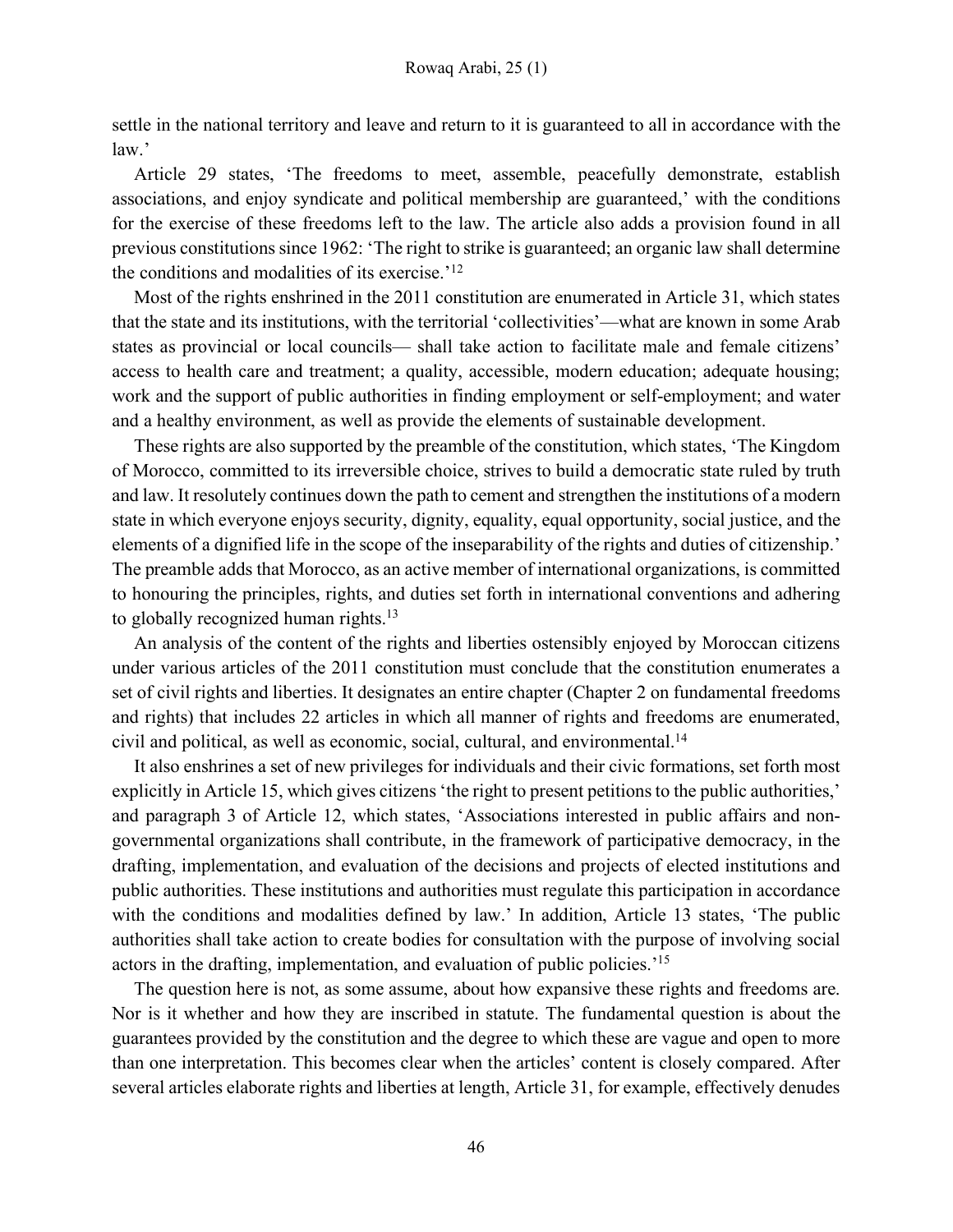settle in the national territory and leave and return to it is guaranteed to all in accordance with the law.'

Article 29 states, 'The freedoms to meet, assemble, peacefully demonstrate, establish associations, and enjoy syndicate and political membership are guaranteed,' with the conditions for the exercise of these freedoms left to the law. The article also adds a provision found in all previous constitutions since 1962: 'The right to strike is guaranteed; an organic law shall determine the conditions and modalities of its exercise.'[12]

Most of the rights enshrined in the 2011 constitution are enumerated in Article 31, which states that the state and its institutions, with the territorial 'collectivities'—what are known in some Arab states as provincial or local councils— shall take action to facilitate male and female citizens' access to health care and treatment; a quality, accessible, modern education; adequate housing; work and the support of public authorities in finding employment or self-employment; and water and a healthy environment, as well as provide the elements of sustainable development.

These rights are also supported by the preamble of the constitution, which states, 'The Kingdom of Morocco, committed to its irreversible choice, strives to build a democratic state ruled by truth and law. It resolutely continues down the path to cement and strengthen the institutions of a modern state in which everyone enjoys security, dignity, equality, equal opportunity, social justice, and the elements of a dignified life in the scope of the inseparability of the rights and duties of citizenship.' The preamble adds that Morocco, as an active member of international organizations, is committed to honouring the principles, rights, and duties set forth in international conventions and adhering to globally recognized human rights.[13]

An analysis of the content of the rights and liberties ostensibly enjoyed by Moroccan citizens under various articles of the 2011 constitution must conclude that the constitution enumerates a set of civil rights and liberties. It designates an entire chapter (Chapter 2 on fundamental freedoms and rights) that includes 22 articles in which all manner of rights and freedoms are enumerated, civil and political, as well as economic, social, cultural, and environmental.[14]

It also enshrines a set of new privileges for individuals and their civic formations, set forth most explicitly in Article 15, which gives citizens 'the right to present petitions to the public authorities,' and paragraph 3 of Article 12, which states, 'Associations interested in public affairs and non-governmental organizations shall contribute, in the framework of participative democracy, in the drafting, implementation, and evaluation of the decisions and projects of elected institutions and public authorities. These institutions and authorities must regulate this participation in accordance with the conditions and modalities defined by law.' In addition, Article 13 states, 'The public authorities shall take action to create bodies for consultation with the purpose of involving social actors in the drafting, implementation, and evaluation of public policies.'[15]

The question here is not, as some assume, about how expansive these rights and freedoms are. Nor is it whether and how they are inscribed in statute. The fundamental question is about the guarantees provided by the constitution and the degree to which these are vague and open to more than one interpretation. This becomes clear when the articles' content is closely compared. After several articles elaborate rights and liberties at length, Article 31, for example, effectively denudes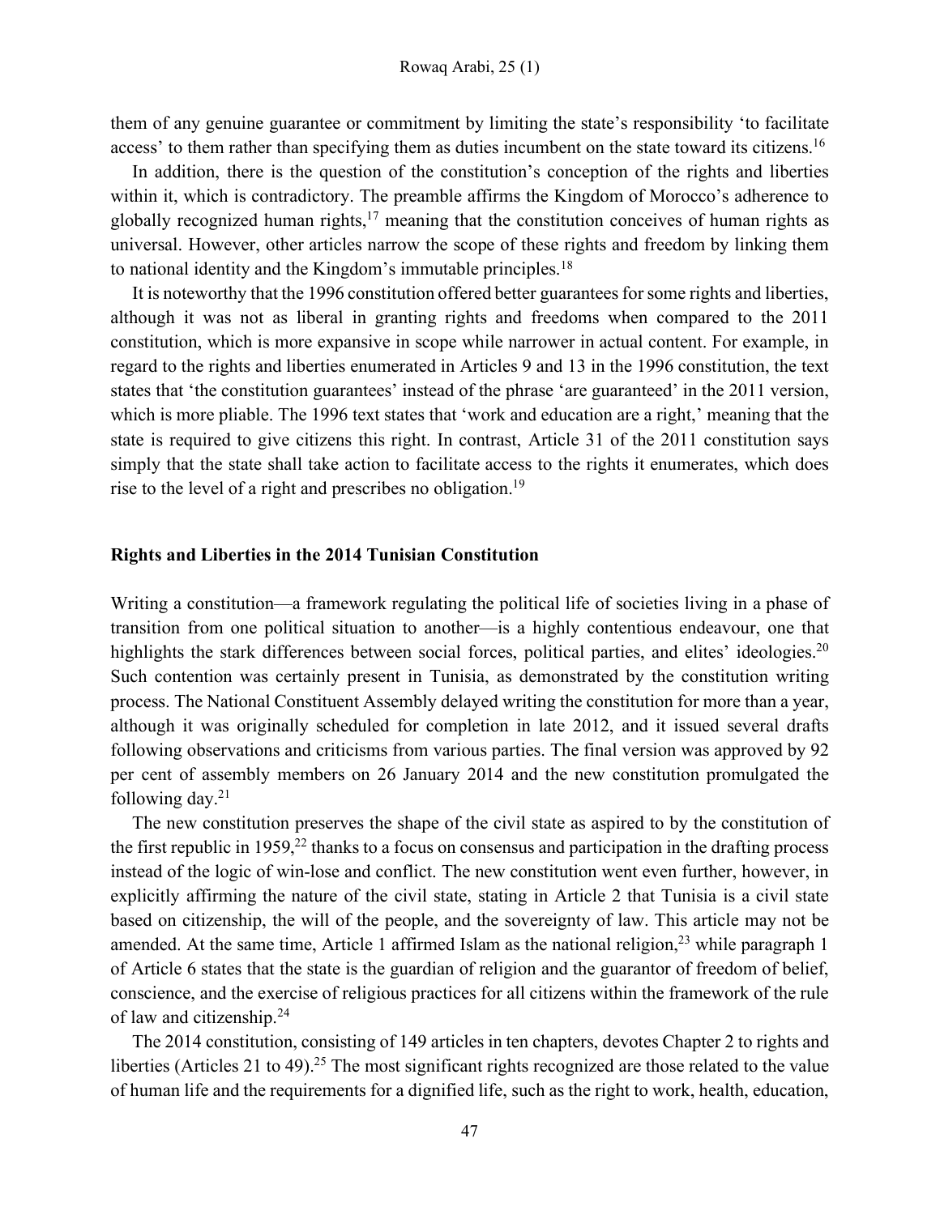them of any genuine guarantee or commitment by limiting the state's responsibility 'to facilitate access' to them rather than specifying them as duties incumbent on the state toward its citizens.[16]

In addition, there is the question of the constitution's conception of the rights and liberties within it, which is contradictory. The preamble affirms the Kingdom of Morocco's adherence to globally recognized human rights,[17] meaning that the constitution conceives of human rights as universal. However, other articles narrow the scope of these rights and freedom by linking them to national identity and the Kingdom's immutable principles.[18]

It is noteworthy that the 1996 constitution offered better guarantees for some rights and liberties, although it was not as liberal in granting rights and freedoms when compared to the 2011 constitution, which is more expansive in scope while narrower in actual content. For example, in regard to the rights and liberties enumerated in Articles 9 and 13 in the 1996 constitution, the text states that 'the constitution guarantees' instead of the phrase 'are guaranteed' in the 2011 version, which is more pliable. The 1996 text states that 'work and education are a right,' meaning that the state is required to give citizens this right. In contrast, Article 31 of the 2011 constitution says simply that the state shall take action to facilitate access to the rights it enumerates, which does rise to the level of a right and prescribes no obligation.[19]

## Rights and Liberties in the 2014 Tunisian Constitution

Writing a constitution—a framework regulating the political life of societies living in a phase of transition from one political situation to another—is a highly contentious endeavour, one that highlights the stark differences between social forces, political parties, and elites' ideologies.[20] Such contention was certainly present in Tunisia, as demonstrated by the constitution writing process. The National Constituent Assembly delayed writing the constitution for more than a year, although it was originally scheduled for completion in late 2012, and it issued several drafts following observations and criticisms from various parties. The final version was approved by 92 per cent of assembly members on 26 January 2014 and the new constitution promulgated the following day.[21]

The new constitution preserves the shape of the civil state as aspired to by the constitution of the first republic in 1959,[22] thanks to a focus on consensus and participation in the drafting process instead of the logic of win-lose and conflict. The new constitution went even further, however, in explicitly affirming the nature of the civil state, stating in Article 2 that Tunisia is a civil state based on citizenship, the will of the people, and the sovereignty of law. This article may not be amended. At the same time, Article 1 affirmed Islam as the national religion,[23] while paragraph 1 of Article 6 states that the state is the guardian of religion and the guarantor of freedom of belief, conscience, and the exercise of religious practices for all citizens within the framework of the rule of law and citizenship.[24]

The 2014 constitution, consisting of 149 articles in ten chapters, devotes Chapter 2 to rights and liberties (Articles 21 to 49).[25] The most significant rights recognized are those related to the value of human life and the requirements for a dignified life, such as the right to work, health, education,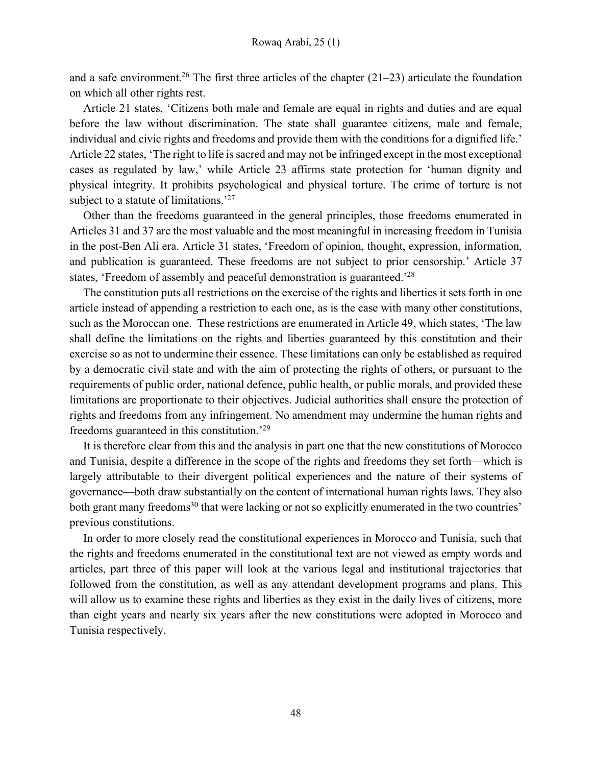and a safe environment.[26] The first three articles of the chapter (21–23) articulate the foundation on which all other rights rest.

Article 21 states, 'Citizens both male and female are equal in rights and duties and are equal before the law without discrimination. The state shall guarantee citizens, male and female, individual and civic rights and freedoms and provide them with the conditions for a dignified life.' Article 22 states, 'The right to life is sacred and may not be infringed except in the most exceptional cases as regulated by law,' while Article 23 affirms state protection for 'human dignity and physical integrity. It prohibits psychological and physical torture. The crime of torture is not subject to a statute of limitations.'[27]

Other than the freedoms guaranteed in the general principles, those freedoms enumerated in Articles 31 and 37 are the most valuable and the most meaningful in increasing freedom in Tunisia in the post-Ben Ali era. Article 31 states, 'Freedom of opinion, thought, expression, information, and publication is guaranteed. These freedoms are not subject to prior censorship.' Article 37 states, 'Freedom of assembly and peaceful demonstration is guaranteed.'[28]

The constitution puts all restrictions on the exercise of the rights and liberties it sets forth in one article instead of appending a restriction to each one, as is the case with many other constitutions, such as the Moroccan one. These restrictions are enumerated in Article 49, which states, 'The law shall define the limitations on the rights and liberties guaranteed by this constitution and their exercise so as not to undermine their essence. These limitations can only be established as required by a democratic civil state and with the aim of protecting the rights of others, or pursuant to the requirements of public order, national defence, public health, or public morals, and provided these limitations are proportionate to their objectives. Judicial authorities shall ensure the protection of rights and freedoms from any infringement. No amendment may undermine the human rights and freedoms guaranteed in this constitution.'[29]

It is therefore clear from this and the analysis in part one that the new constitutions of Morocco and Tunisia, despite a difference in the scope of the rights and freedoms they set forth—which is largely attributable to their divergent political experiences and the nature of their systems of governance—both draw substantially on the content of international human rights laws. They also both grant many freedoms[30] that were lacking or not so explicitly enumerated in the two countries' previous constitutions.

In order to more closely read the constitutional experiences in Morocco and Tunisia, such that the rights and freedoms enumerated in the constitutional text are not viewed as empty words and articles, part three of this paper will look at the various legal and institutional trajectories that followed from the constitution, as well as any attendant development programs and plans. This will allow us to examine these rights and liberties as they exist in the daily lives of citizens, more than eight years and nearly six years after the new constitutions were adopted in Morocco and Tunisia respectively.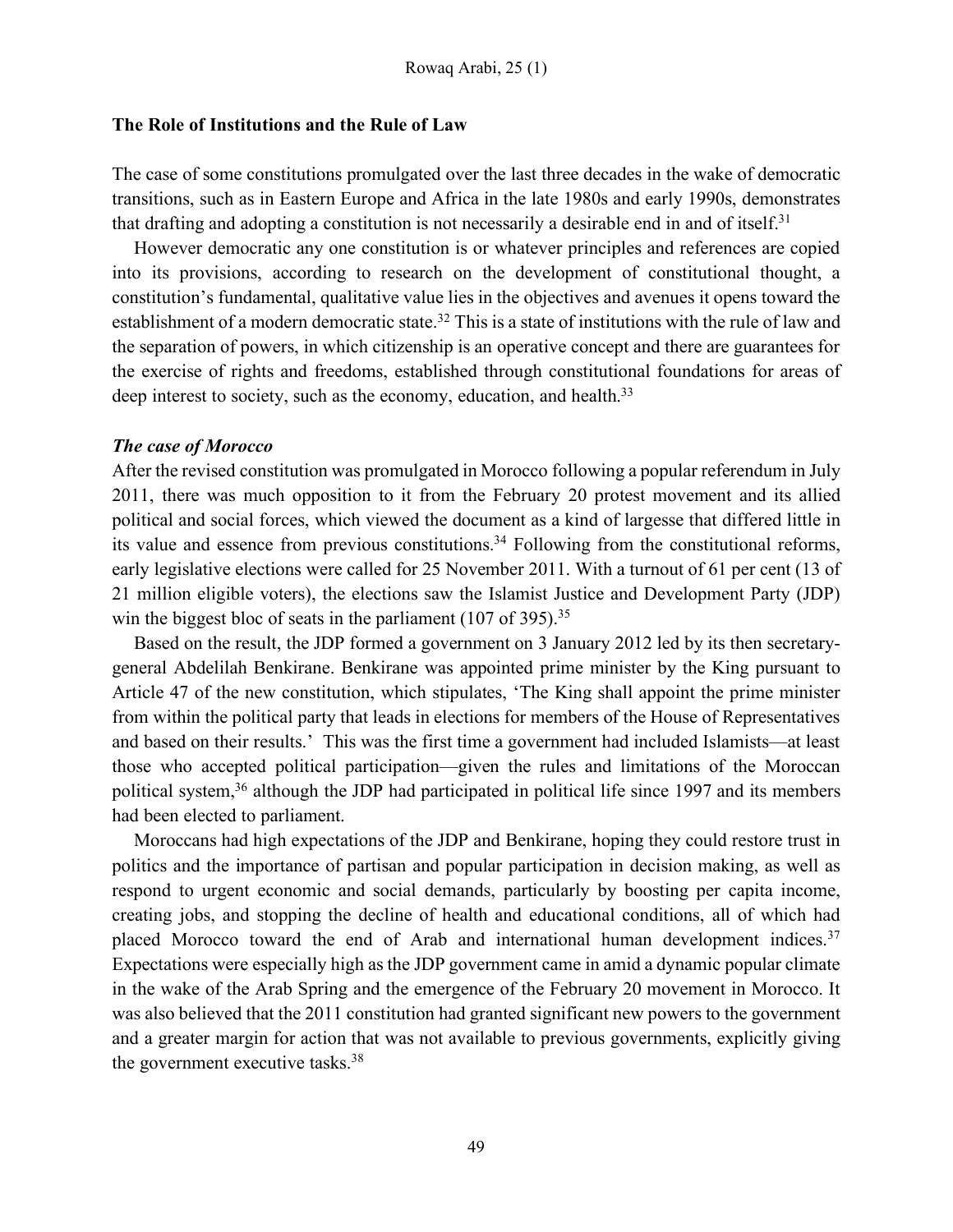### The Role of Institutions and the Rule of Law

The case of some constitutions promulgated over the last three decades in the wake of democratic transitions, such as in Eastern Europe and Africa in the late 1980s and early 1990s, demonstrates that drafting and adopting a constitution is not necessarily a desirable end in and of itself.[31]

However democratic any one constitution is or whatever principles and references are copied into its provisions, according to research on the development of constitutional thought, a constitution's fundamental, qualitative value lies in the objectives and avenues it opens toward the establishment of a modern democratic state.[32] This is a state of institutions with the rule of law and the separation of powers, in which citizenship is an operative concept and there are guarantees for the exercise of rights and freedoms, established through constitutional foundations for areas of deep interest to society, such as the economy, education, and health.[33]

#### *The case of Morocco*

After the revised constitution was promulgated in Morocco following a popular referendum in July 2011, there was much opposition to it from the February 20 protest movement and its allied political and social forces, which viewed the document as a kind of largesse that differed little in its value and essence from previous constitutions.[34] Following from the constitutional reforms, early legislative elections were called for 25 November 2011. With a turnout of 61 per cent (13 of 21 million eligible voters), the elections saw the Islamist Justice and Development Party (JDP) win the biggest bloc of seats in the parliament (107 of 395).[35]

Based on the result, the JDP formed a government on 3 January 2012 led by its then secretary-general Abdelilah Benkirane. Benkirane was appointed prime minister by the King pursuant to Article 47 of the new constitution, which stipulates, 'The King shall appoint the prime minister from within the political party that leads in elections for members of the House of Representatives and based on their results.' This was the first time a government had included Islamists—at least those who accepted political participation—given the rules and limitations of the Moroccan political system,[36] although the JDP had participated in political life since 1997 and its members had been elected to parliament.

Moroccans had high expectations of the JDP and Benkirane, hoping they could restore trust in politics and the importance of partisan and popular participation in decision making, as well as respond to urgent economic and social demands, particularly by boosting per capita income, creating jobs, and stopping the decline of health and educational conditions, all of which had placed Morocco toward the end of Arab and international human development indices.[37] Expectations were especially high as the JDP government came in amid a dynamic popular climate in the wake of the Arab Spring and the emergence of the February 20 movement in Morocco. It was also believed that the 2011 constitution had granted significant new powers to the government and a greater margin for action that was not available to previous governments, explicitly giving the government executive tasks.[38]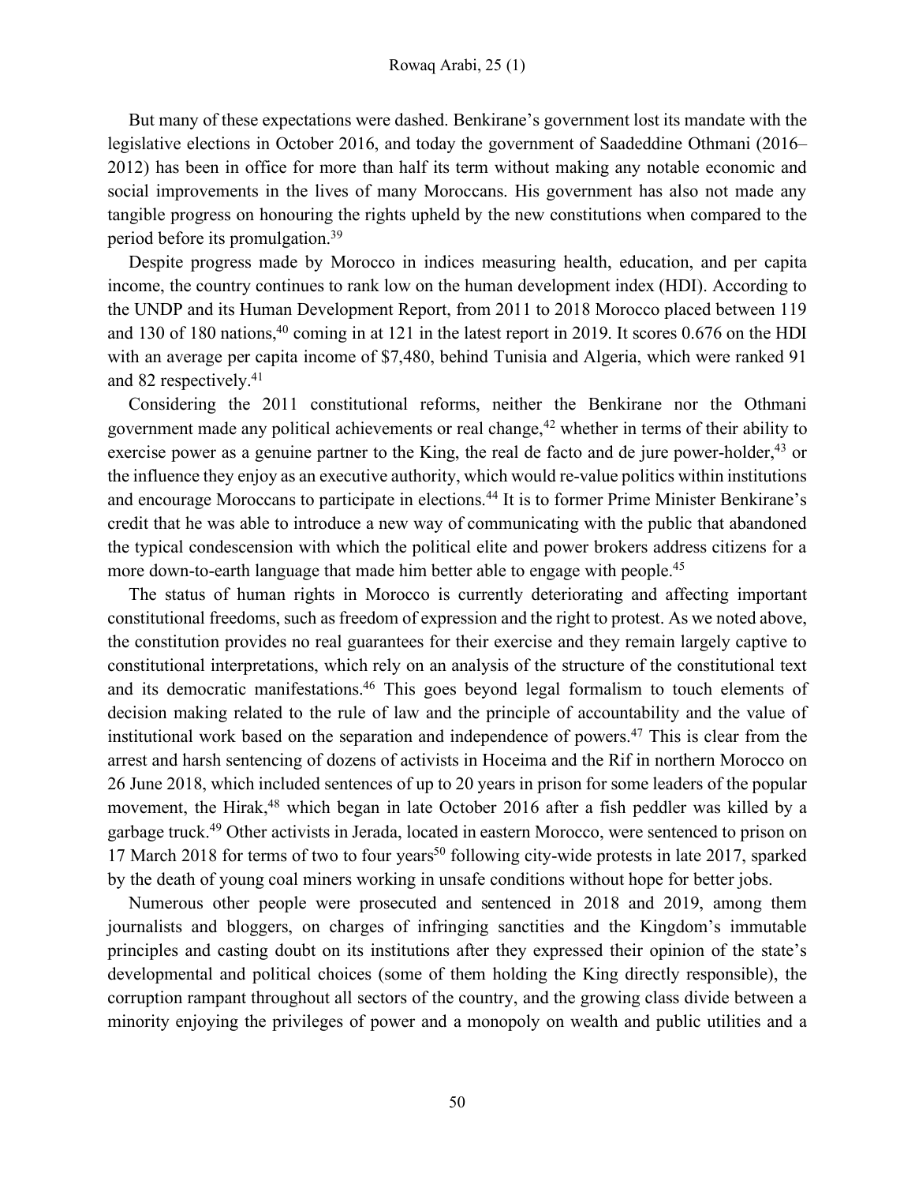But many of these expectations were dashed. Benkirane's government lost its mandate with the legislative elections in October 2016, and today the government of Saadeddine Othmani (2016–2012) has been in office for more than half its term without making any notable economic and social improvements in the lives of many Moroccans. His government has also not made any tangible progress on honouring the rights upheld by the new constitutions when compared to the period before its promulgation.[39]

Despite progress made by Morocco in indices measuring health, education, and per capita income, the country continues to rank low on the human development index (HDI). According to the UNDP and its Human Development Report, from 2011 to 2018 Morocco placed between 119 and 130 of 180 nations,[40] coming in at 121 in the latest report in 2019. It scores 0.676 on the HDI with an average per capita income of $7,480, behind Tunisia and Algeria, which were ranked 91 and 82 respectively.[41]

Considering the 2011 constitutional reforms, neither the Benkirane nor the Othmani government made any political achievements or real change,[42] whether in terms of their ability to exercise power as a genuine partner to the King, the real de facto and de jure power-holder,[43] or the influence they enjoy as an executive authority, which would re-value politics within institutions and encourage Moroccans to participate in elections.[44] It is to former Prime Minister Benkirane's credit that he was able to introduce a new way of communicating with the public that abandoned the typical condescension with which the political elite and power brokers address citizens for a more down-to-earth language that made him better able to engage with people.[45]

The status of human rights in Morocco is currently deteriorating and affecting important constitutional freedoms, such as freedom of expression and the right to protest. As we noted above, the constitution provides no real guarantees for their exercise and they remain largely captive to constitutional interpretations, which rely on an analysis of the structure of the constitutional text and its democratic manifestations.[46] This goes beyond legal formalism to touch elements of decision making related to the rule of law and the principle of accountability and the value of institutional work based on the separation and independence of powers.[47] This is clear from the arrest and harsh sentencing of dozens of activists in Hoceima and the Rif in northern Morocco on 26 June 2018, which included sentences of up to 20 years in prison for some leaders of the popular movement, the Hirak,[48] which began in late October 2016 after a fish peddler was killed by a garbage truck.[49] Other activists in Jerada, located in eastern Morocco, were sentenced to prison on 17 March 2018 for terms of two to four years[50] following city-wide protests in late 2017, sparked by the death of young coal miners working in unsafe conditions without hope for better jobs.

Numerous other people were prosecuted and sentenced in 2018 and 2019, among them journalists and bloggers, on charges of infringing sanctities and the Kingdom's immutable principles and casting doubt on its institutions after they expressed their opinion of the state's developmental and political choices (some of them holding the King directly responsible), the corruption rampant throughout all sectors of the country, and the growing class divide between a minority enjoying the privileges of power and a monopoly on wealth and public utilities and a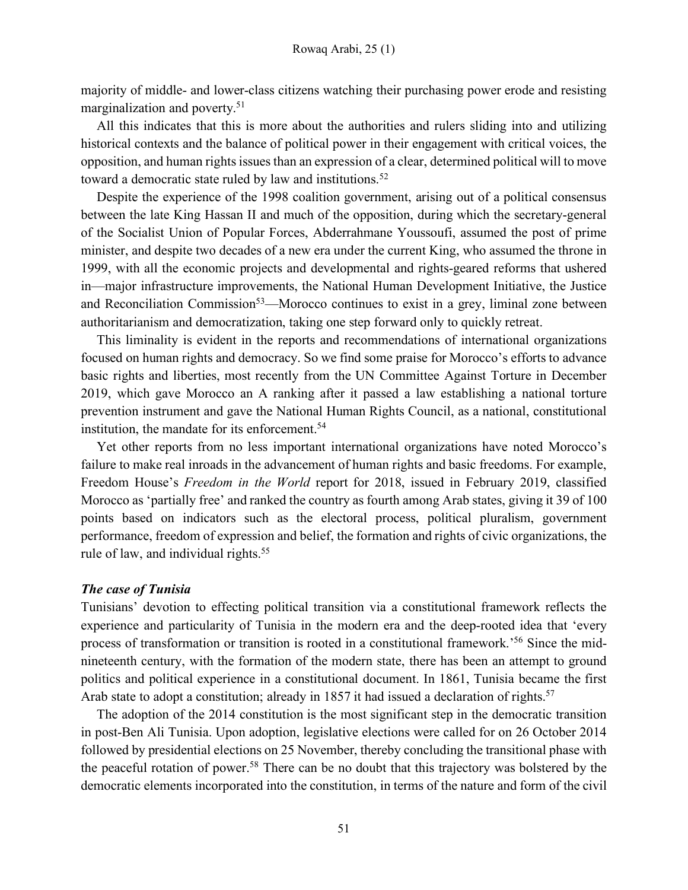majority of middle- and lower-class citizens watching their purchasing power erode and resisting marginalization and poverty.[51]

All this indicates that this is more about the authorities and rulers sliding into and utilizing historical contexts and the balance of political power in their engagement with critical voices, the opposition, and human rights issues than an expression of a clear, determined political will to move toward a democratic state ruled by law and institutions.[52]

Despite the experience of the 1998 coalition government, arising out of a political consensus between the late King Hassan II and much of the opposition, during which the secretary-general of the Socialist Union of Popular Forces, Abderrahmane Youssoufi, assumed the post of prime minister, and despite two decades of a new era under the current King, who assumed the throne in 1999, with all the economic projects and developmental and rights-geared reforms that ushered in—major infrastructure improvements, the National Human Development Initiative, the Justice and Reconciliation Commission[53]—Morocco continues to exist in a grey, liminal zone between authoritarianism and democratization, taking one step forward only to quickly retreat.

This liminality is evident in the reports and recommendations of international organizations focused on human rights and democracy. So we find some praise for Morocco's efforts to advance basic rights and liberties, most recently from the UN Committee Against Torture in December 2019, which gave Morocco an A ranking after it passed a law establishing a national torture prevention instrument and gave the National Human Rights Council, as a national, constitutional institution, the mandate for its enforcement.[54]

Yet other reports from no less important international organizations have noted Morocco's failure to make real inroads in the advancement of human rights and basic freedoms. For example, Freedom House's *Freedom in the World* report for 2018, issued in February 2019, classified Morocco as 'partially free' and ranked the country as fourth among Arab states, giving it 39 of 100 points based on indicators such as the electoral process, political pluralism, government performance, freedom of expression and belief, the formation and rights of civic organizations, the rule of law, and individual rights.[55]

### *The case of Tunisia*

Tunisians' devotion to effecting political transition via a constitutional framework reflects the experience and particularity of Tunisia in the modern era and the deep-rooted idea that 'every process of transformation or transition is rooted in a constitutional framework.'[56] Since the mid-nineteenth century, with the formation of the modern state, there has been an attempt to ground politics and political experience in a constitutional document. In 1861, Tunisia became the first Arab state to adopt a constitution; already in 1857 it had issued a declaration of rights.[57]

The adoption of the 2014 constitution is the most significant step in the democratic transition in post-Ben Ali Tunisia. Upon adoption, legislative elections were called for on 26 October 2014 followed by presidential elections on 25 November, thereby concluding the transitional phase with the peaceful rotation of power.[58] There can be no doubt that this trajectory was bolstered by the democratic elements incorporated into the constitution, in terms of the nature and form of the civil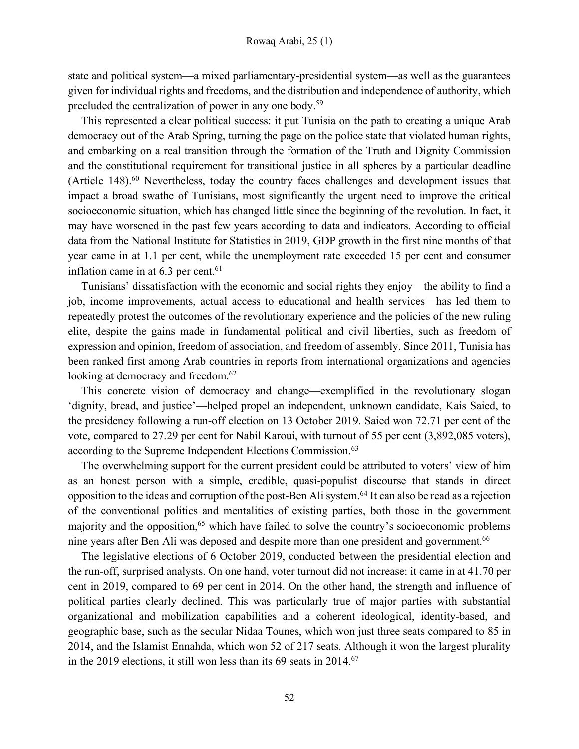state and political system—a mixed parliamentary-presidential system—as well as the guarantees given for individual rights and freedoms, and the distribution and independence of authority, which precluded the centralization of power in any one body.[59]

This represented a clear political success: it put Tunisia on the path to creating a unique Arab democracy out of the Arab Spring, turning the page on the police state that violated human rights, and embarking on a real transition through the formation of the Truth and Dignity Commission and the constitutional requirement for transitional justice in all spheres by a particular deadline (Article 148).[60] Nevertheless, today the country faces challenges and development issues that impact a broad swathe of Tunisians, most significantly the urgent need to improve the critical socioeconomic situation, which has changed little since the beginning of the revolution. In fact, it may have worsened in the past few years according to data and indicators. According to official data from the National Institute for Statistics in 2019, GDP growth in the first nine months of that year came in at 1.1 per cent, while the unemployment rate exceeded 15 per cent and consumer inflation came in at 6.3 per cent.[61]

Tunisians' dissatisfaction with the economic and social rights they enjoy—the ability to find a job, income improvements, actual access to educational and health services—has led them to repeatedly protest the outcomes of the revolutionary experience and the policies of the new ruling elite, despite the gains made in fundamental political and civil liberties, such as freedom of expression and opinion, freedom of association, and freedom of assembly. Since 2011, Tunisia has been ranked first among Arab countries in reports from international organizations and agencies looking at democracy and freedom.[62]

This concrete vision of democracy and change—exemplified in the revolutionary slogan 'dignity, bread, and justice'—helped propel an independent, unknown candidate, Kais Saied, to the presidency following a run-off election on 13 October 2019. Saied won 72.71 per cent of the vote, compared to 27.29 per cent for Nabil Karoui, with turnout of 55 per cent (3,892,085 voters), according to the Supreme Independent Elections Commission.[63]

The overwhelming support for the current president could be attributed to voters' view of him as an honest person with a simple, credible, quasi-populist discourse that stands in direct opposition to the ideas and corruption of the post-Ben Ali system.[64] It can also be read as a rejection of the conventional politics and mentalities of existing parties, both those in the government majority and the opposition,[65] which have failed to solve the country's socioeconomic problems nine years after Ben Ali was deposed and despite more than one president and government.[66]

The legislative elections of 6 October 2019, conducted between the presidential election and the run-off, surprised analysts. On one hand, voter turnout did not increase: it came in at 41.70 per cent in 2019, compared to 69 per cent in 2014. On the other hand, the strength and influence of political parties clearly declined. This was particularly true of major parties with substantial organizational and mobilization capabilities and a coherent ideological, identity-based, and geographic base, such as the secular Nidaa Tounes, which won just three seats compared to 85 in 2014, and the Islamist Ennahda, which won 52 of 217 seats. Although it won the largest plurality in the 2019 elections, it still won less than its 69 seats in 2014.[67]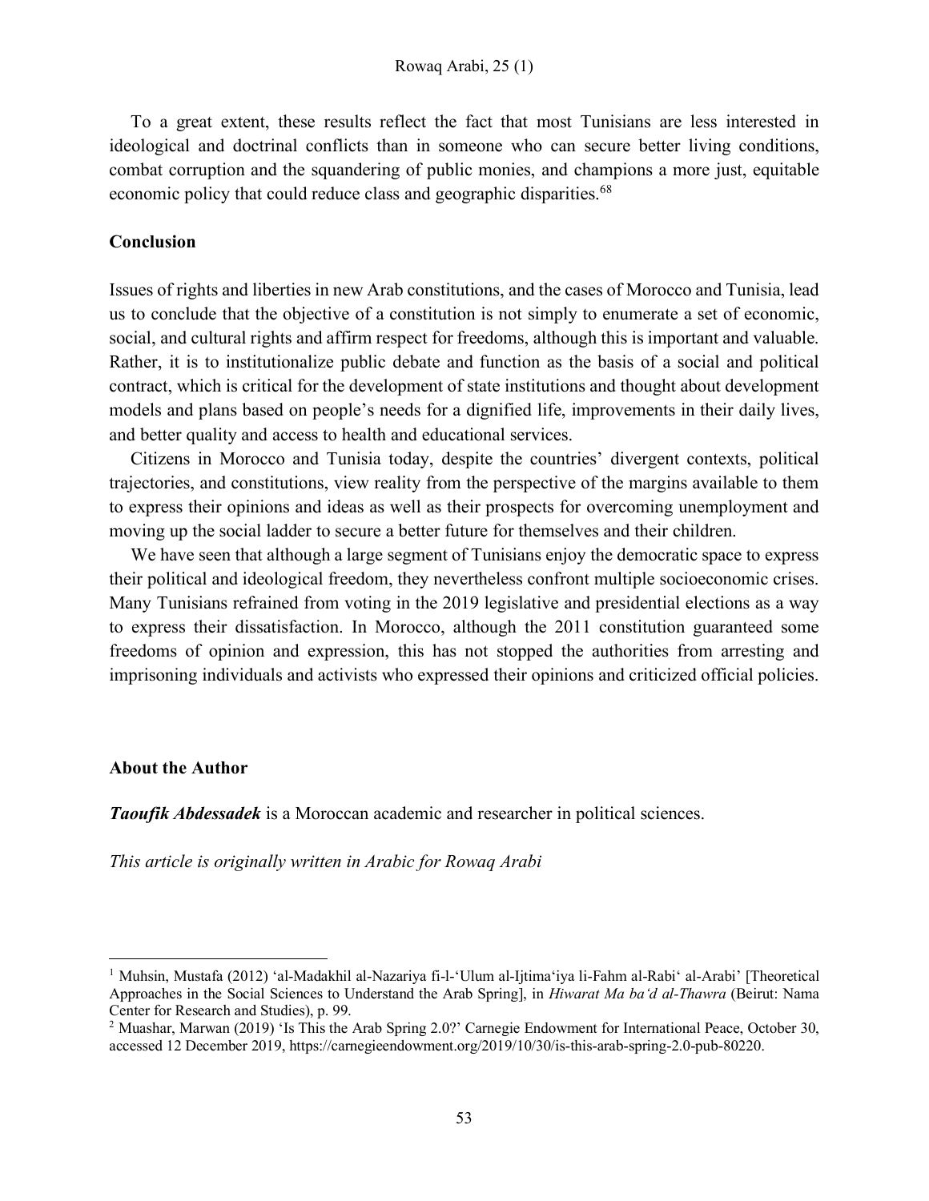To a great extent, these results reflect the fact that most Tunisians are less interested in ideological and doctrinal conflicts than in someone who can secure better living conditions, combat corruption and the squandering of public monies, and champions a more just, equitable economic policy that could reduce class and geographic disparities.[68]

## Conclusion

Issues of rights and liberties in new Arab constitutions, and the cases of Morocco and Tunisia, lead us to conclude that the objective of a constitution is not simply to enumerate a set of economic, social, and cultural rights and affirm respect for freedoms, although this is important and valuable. Rather, it is to institutionalize public debate and function as the basis of a social and political contract, which is critical for the development of state institutions and thought about development models and plans based on people's needs for a dignified life, improvements in their daily lives, and better quality and access to health and educational services.

Citizens in Morocco and Tunisia today, despite the countries' divergent contexts, political trajectories, and constitutions, view reality from the perspective of the margins available to them to express their opinions and ideas as well as their prospects for overcoming unemployment and moving up the social ladder to secure a better future for themselves and their children.

We have seen that although a large segment of Tunisians enjoy the democratic space to express their political and ideological freedom, they nevertheless confront multiple socioeconomic crises. Many Tunisians refrained from voting in the 2019 legislative and presidential elections as a way to express their dissatisfaction. In Morocco, although the 2011 constitution guaranteed some freedoms of opinion and expression, this has not stopped the authorities from arresting and imprisoning individuals and activists who expressed their opinions and criticized official policies.

## About the Author

***Taoufik Abdessadek*** is a Moroccan academic and researcher in political sciences.

*This article is originally written in Arabic for Rowaq Arabi*

---

[1] Muhsin, Mustafa (2012) 'al-Madakhil al-Nazariya fi-l-'Ulum al-Ijtima'iya li-Fahm al-Rabi' al-Arabi' [Theoretical Approaches in the Social Sciences to Understand the Arab Spring], in *Hiwarat Ma ba'd al-Thawra* (Beirut: Nama Center for Research and Studies), p. 99.

[2] Muashar, Marwan (2019) 'Is This the Arab Spring 2.0?' Carnegie Endowment for International Peace, October 30, accessed 12 December 2019, https://carnegieendowment.org/2019/10/30/is-this-arab-spring-2.0-pub-80220.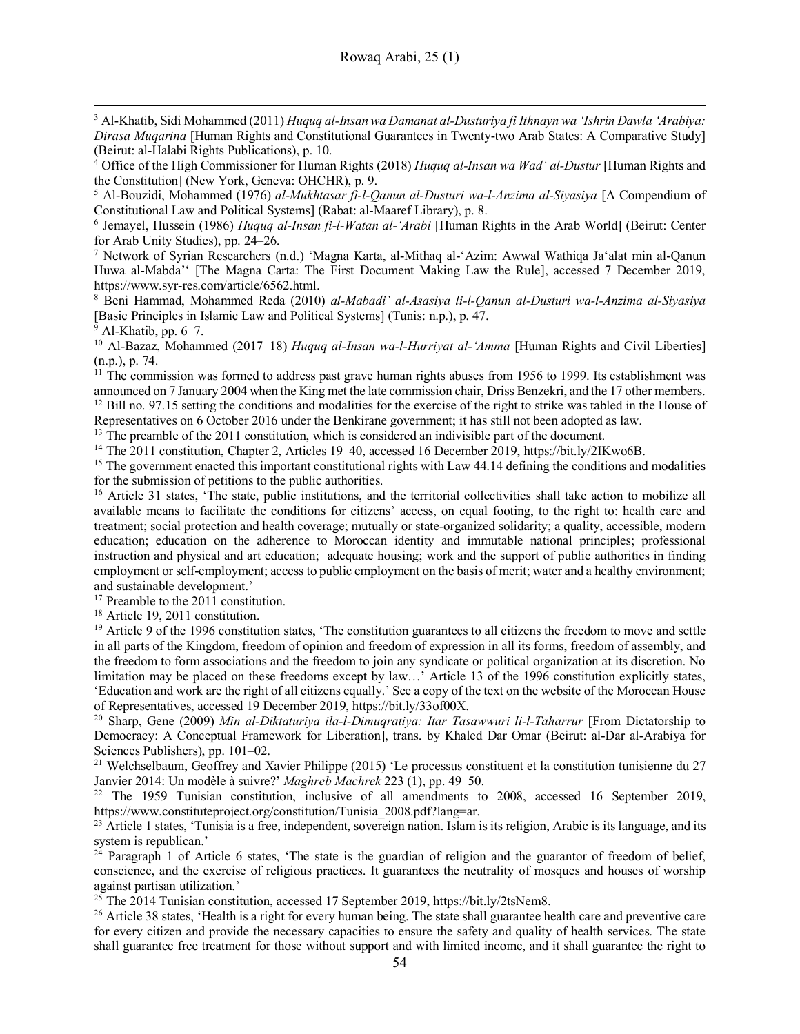[3] Al-Khatib, Sidi Mohammed (2011) *Huquq al-Insan wa Damanat al-Dusturiya fi Ithnayn wa ʿIshrin Dawla ʿArabiya: Dirasa Muqarina* [Human Rights and Constitutional Guarantees in Twenty-two Arab States: A Comparative Study] (Beirut: al-Halabi Rights Publications), p. 10.

[4] Office of the High Commissioner for Human Rights (2018) *Huquq al-Insan wa Wadʿ al-Dustur* [Human Rights and the Constitution] (New York, Geneva: OHCHR), p. 9.

[5] Al-Bouzidi, Mohammed (1976) *al-Mukhtasar fi-l-Qanun al-Dusturi wa-l-Anzima al-Siyasiya* [A Compendium of Constitutional Law and Political Systems] (Rabat: al-Maaref Library), p. 8.

[6] Jemayel, Hussein (1986) *Huquq al-Insan fi-l-Watan al-ʿArabi* [Human Rights in the Arab World] (Beirut: Center for Arab Unity Studies), pp. 24–26.

[7] Network of Syrian Researchers (n.d.) 'Magna Karta, al-Mithaq al-ʿAzim: Awwal Wathiqa Jaʿalat min al-Qanun Huwa al-Mabdaʾ' [The Magna Carta: The First Document Making Law the Rule], accessed 7 December 2019, https://www.syr-res.com/article/6562.html.

[8] Beni Hammad, Mohammed Reda (2010) *al-Mabadiʾ al-Asasiya li-l-Qanun al-Dusturi wa-l-Anzima al-Siyasiya* [Basic Principles in Islamic Law and Political Systems] (Tunis: n.p.), p. 47.

[9] Al-Khatib, pp. 6–7.

[10] Al-Bazaz, Mohammed (2017–18) *Huquq al-Insan wa-l-Hurriyat al-ʿAmma* [Human Rights and Civil Liberties] (n.p.), p. 74.

[11] The commission was formed to address past grave human rights abuses from 1956 to 1999. Its establishment was announced on 7 January 2004 when the King met the late commission chair, Driss Benzekri, and the 17 other members.

[12] Bill no. 97.15 setting the conditions and modalities for the exercise of the right to strike was tabled in the House of Representatives on 6 October 2016 under the Benkirane government; it has still not been adopted as law.

[13] The preamble of the 2011 constitution, which is considered an indivisible part of the document.

[14] The 2011 constitution, Chapter 2, Articles 19–40, accessed 16 December 2019, https://bit.ly/2IKwo6B.

[15] The government enacted this important constitutional rights with Law 44.14 defining the conditions and modalities for the submission of petitions to the public authorities.

[16] Article 31 states, 'The state, public institutions, and the territorial collectivities shall take action to mobilize all available means to facilitate the conditions for citizens' access, on equal footing, to the right to: health care and treatment; social protection and health coverage; mutually or state-organized solidarity; a quality, accessible, modern education; education on the adherence to Moroccan identity and immutable national principles; professional instruction and physical and art education; adequate housing; work and the support of public authorities in finding employment or self-employment; access to public employment on the basis of merit; water and a healthy environment; and sustainable development.'

[17] Preamble to the 2011 constitution.

[18] Article 19, 2011 constitution.

[19] Article 9 of the 1996 constitution states, 'The constitution guarantees to all citizens the freedom to move and settle in all parts of the Kingdom, freedom of opinion and freedom of expression in all its forms, freedom of assembly, and the freedom to form associations and the freedom to join any syndicate or political organization at its discretion. No limitation may be placed on these freedoms except by law…' Article 13 of the 1996 constitution explicitly states, 'Education and work are the right of all citizens equally.' See a copy of the text on the website of the Moroccan House of Representatives, accessed 19 December 2019, https://bit.ly/33of00X.

[20] Sharp, Gene (2009) *Min al-Diktaturiya ila-l-Dimuqratiya: Itar Tasawwuri li-l-Taharrur* [From Dictatorship to Democracy: A Conceptual Framework for Liberation], trans. by Khaled Dar Omar (Beirut: al-Dar al-Arabiya for Sciences Publishers), pp. 101–02.

[21] Welchselbaum, Geoffrey and Xavier Philippe (2015) 'Le processus constituent et la constitution tunisienne du 27 Janvier 2014: Un modèle à suivre?' *Maghreb Machrek* 223 (1), pp. 49–50.

[22] The 1959 Tunisian constitution, inclusive of all amendments to 2008, accessed 16 September 2019, https://www.constituteproject.org/constitution/Tunisia_2008.pdf?lang=ar.

[23] Article 1 states, 'Tunisia is a free, independent, sovereign nation. Islam is its religion, Arabic is its language, and its system is republican.'

[24] Paragraph 1 of Article 6 states, 'The state is the guardian of religion and the guarantor of freedom of belief, conscience, and the exercise of religious practices. It guarantees the neutrality of mosques and houses of worship against partisan utilization.'

[25] The 2014 Tunisian constitution, accessed 17 September 2019, https://bit.ly/2tsNem8.

[26] Article 38 states, 'Health is a right for every human being. The state shall guarantee health care and preventive care for every citizen and provide the necessary capacities to ensure the safety and quality of health services. The state shall guarantee free treatment for those without support and with limited income, and it shall guarantee the right to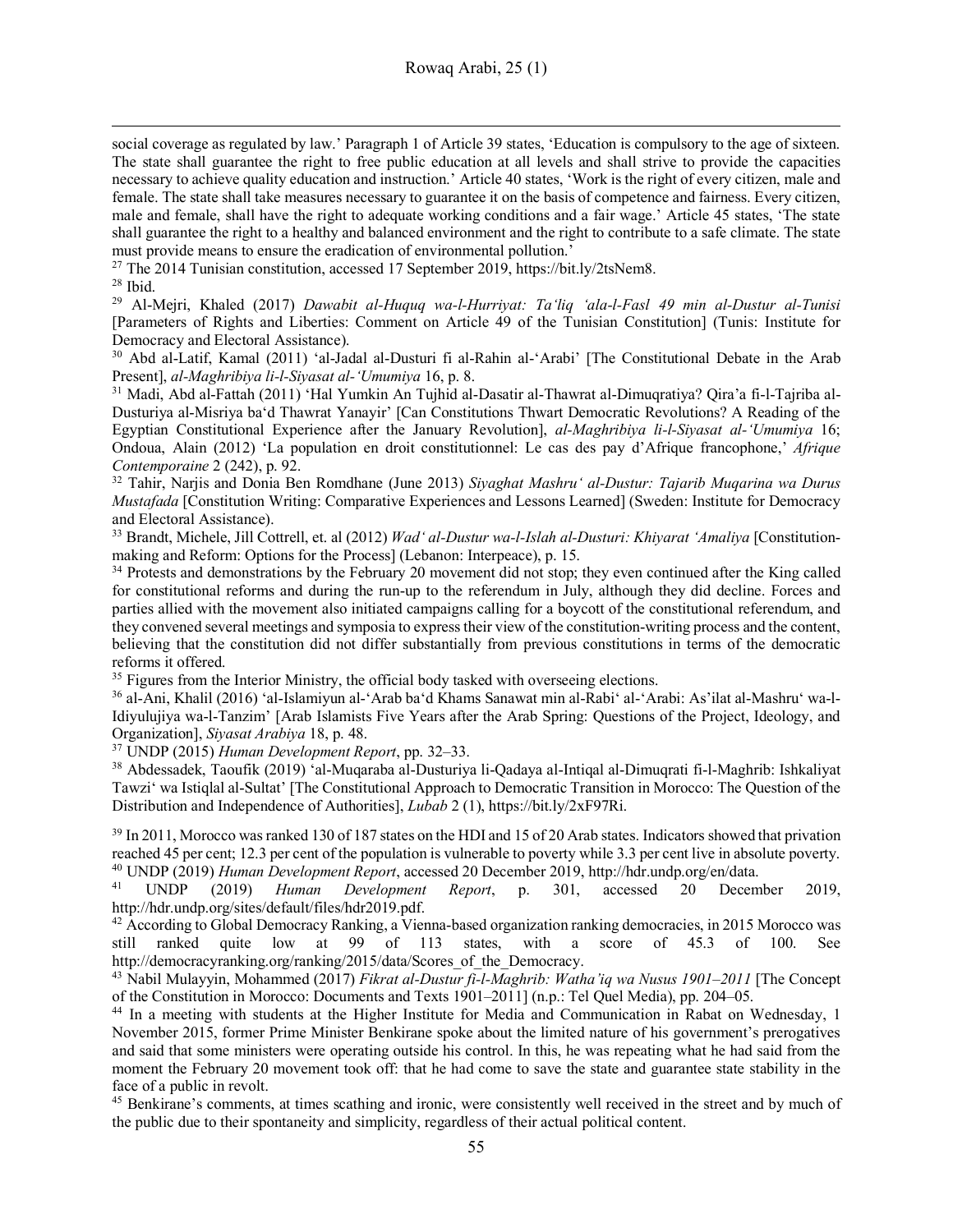social coverage as regulated by law.' Paragraph 1 of Article 39 states, 'Education is compulsory to the age of sixteen. The state shall guarantee the right to free public education at all levels and shall strive to provide the capacities necessary to achieve quality education and instruction.' Article 40 states, 'Work is the right of every citizen, male and female. The state shall take measures necessary to guarantee it on the basis of competence and fairness. Every citizen, male and female, shall have the right to adequate working conditions and a fair wage.' Article 45 states, 'The state shall guarantee the right to a healthy and balanced environment and the right to contribute to a safe climate. The state must provide means to ensure the eradication of environmental pollution.'

[27] The 2014 Tunisian constitution, accessed 17 September 2019, https://bit.ly/2tsNem8.

[28] Ibid.

[29] Al-Mejri, Khaled (2017) *Dawabit al-Huquq wa-l-Hurriyat: Ta'liq 'ala-l-Fasl 49 min al-Dustur al-Tunisi* [Parameters of Rights and Liberties: Comment on Article 49 of the Tunisian Constitution] (Tunis: Institute for Democracy and Electoral Assistance).

[30] Abd al-Latif, Kamal (2011) 'al-Jadal al-Dusturi fi al-Rahin al-'Arabi' [The Constitutional Debate in the Arab Present], *al-Maghribiya li-l-Siyasat al-'Umumiya* 16, p. 8.

[31] Madi, Abd al-Fattah (2011) 'Hal Yumkin An Tujhid al-Dasatir al-Thawrat al-Dimuqratiya? Qira'a fi-l-Tajriba al-Dusturiya al-Misriya ba'd Thawrat Yanayir' [Can Constitutions Thwart Democratic Revolutions? A Reading of the Egyptian Constitutional Experience after the January Revolution], *al-Maghribiya li-l-Siyasat al-'Umumiya* 16; Ondoua, Alain (2012) 'La population en droit constitutionnel: Le cas des pay d'Afrique francophone,' *Afrique Contemporaine* 2 (242), p. 92.

[32] Tahir, Narjis and Donia Ben Romdhane (June 2013) *Siyaghat Mashru' al-Dustur: Tajarib Muqarina wa Durus Mustafada* [Constitution Writing: Comparative Experiences and Lessons Learned] (Sweden: Institute for Democracy and Electoral Assistance).

[33] Brandt, Michele, Jill Cottrell, et. al (2012) *Wad' al-Dustur wa-l-Islah al-Dusturi: Khiyarat 'Amaliya* [Constitution-making and Reform: Options for the Process] (Lebanon: Interpeace), p. 15.

[34] Protests and demonstrations by the February 20 movement did not stop; they even continued after the King called for constitutional reforms and during the run-up to the referendum in July, although they did decline. Forces and parties allied with the movement also initiated campaigns calling for a boycott of the constitutional referendum, and they convened several meetings and symposia to express their view of the constitution-writing process and the content, believing that the constitution did not differ substantially from previous constitutions in terms of the democratic reforms it offered.

[35] Figures from the Interior Ministry, the official body tasked with overseeing elections.

[36] al-Ani, Khalil (2016) 'al-Islamiyun al-'Arab ba'd Khams Sanawat min al-Rabi' al-'Arabi: As'ilat al-Mashru' wa-l-Idiyulujiya wa-l-Tanzim' [Arab Islamists Five Years after the Arab Spring: Questions of the Project, Ideology, and Organization], *Siyasat Arabiya* 18, p. 48.

[37] UNDP (2015) *Human Development Report*, pp. 32–33.

[38] Abdessadek, Taoufik (2019) 'al-Muqaraba al-Dusturiya li-Qadaya al-Intiqal al-Dimuqrati fi-l-Maghrib: Ishkaliyat Tawzi' wa Istiqlal al-Sultat' [The Constitutional Approach to Democratic Transition in Morocco: The Question of the Distribution and Independence of Authorities], *Lubab* 2 (1), https://bit.ly/2xF97Ri.

[39] In 2011, Morocco was ranked 130 of 187 states on the HDI and 15 of 20 Arab states. Indicators showed that privation reached 45 per cent; 12.3 per cent of the population is vulnerable to poverty while 3.3 per cent live in absolute poverty.

[40] UNDP (2019) *Human Development Report*, accessed 20 December 2019, http://hdr.undp.org/en/data.

[41] UNDP (2019) *Human Development Report*, p. 301, accessed 20 December 2019, http://hdr.undp.org/sites/default/files/hdr2019.pdf.

[42] According to Global Democracy Ranking, a Vienna-based organization ranking democracies, in 2015 Morocco was still ranked quite low at 99 of 113 states, with a score of 45.3 of 100. See http://democracyranking.org/ranking/2015/data/Scores_of_the_Democracy.

[43] Nabil Mulayyin, Mohammed (2017) *Fikrat al-Dustur fi-l-Maghrib: Watha'iq wa Nusus 1901–2011* [The Concept of the Constitution in Morocco: Documents and Texts 1901–2011] (n.p.: Tel Quel Media), pp. 204–05.

[44] In a meeting with students at the Higher Institute for Media and Communication in Rabat on Wednesday, 1 November 2015, former Prime Minister Benkirane spoke about the limited nature of his government's prerogatives and said that some ministers were operating outside his control. In this, he was repeating what he had said from the moment the February 20 movement took off: that he had come to save the state and guarantee state stability in the face of a public in revolt.

[45] Benkirane's comments, at times scathing and ironic, were consistently well received in the street and by much of the public due to their spontaneity and simplicity, regardless of their actual political content.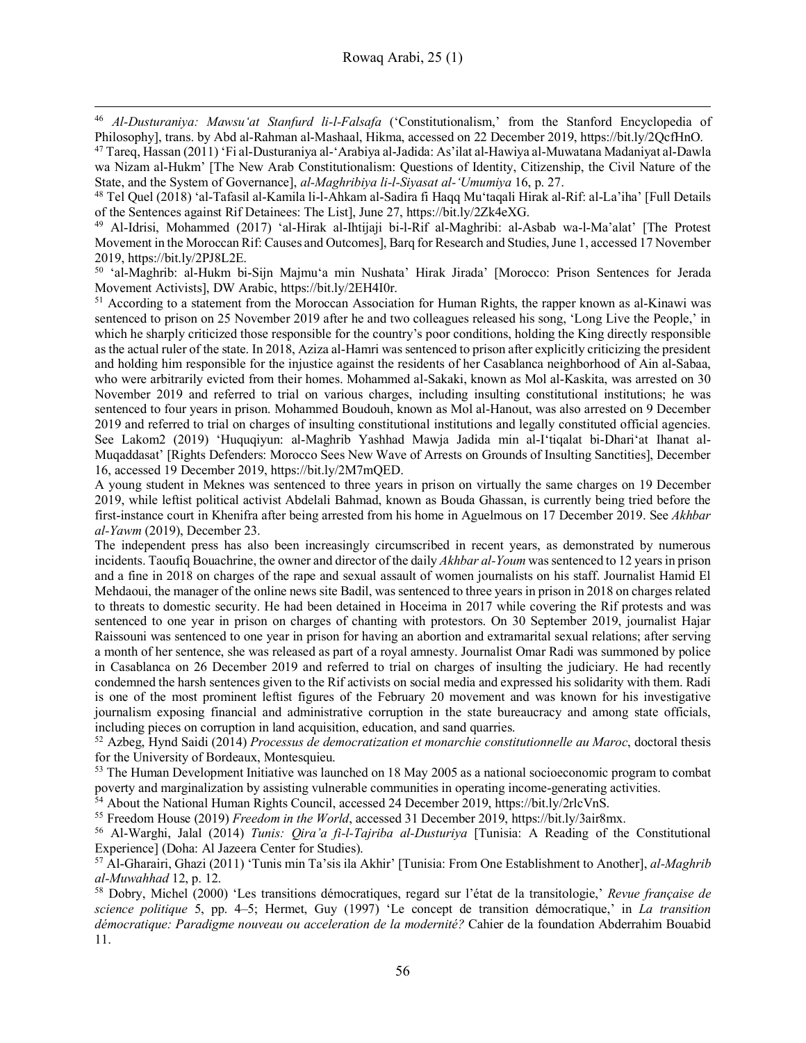[46] *Al-Dusturaniya: Mawsu'at Stanfurd li-l-Falsafa* ('Constitutionalism,' from the Stanford Encyclopedia of Philosophy], trans. by Abd al-Rahman al-Mashaal, Hikma, accessed on 22 December 2019, https://bit.ly/2QcfHnO.

[47] Tareq, Hassan (2011) 'Fi al-Dusturaniya al-'Arabiya al-Jadida: As'ilat al-Hawiya al-Muwatana Madaniyat al-Dawla wa Nizam al-Hukm' [The New Arab Constitutionalism: Questions of Identity, Citizenship, the Civil Nature of the State, and the System of Governance], *al-Maghribiya li-l-Siyasat al-'Umumiya* 16, p. 27.

[48] Tel Quel (2018) 'al-Tafasil al-Kamila li-l-Ahkam al-Sadira fi Haqq Mu'taqali Hirak al-Rif: al-La'iha' [Full Details of the Sentences against Rif Detainees: The List], June 27, https://bit.ly/2Zk4eXG.

[49] Al-Idrisi, Mohammed (2017) 'al-Hirak al-Ihtijaji bi-l-Rif al-Maghribi: al-Asbab wa-l-Ma'alat' [The Protest Movement in the Moroccan Rif: Causes and Outcomes], Barq for Research and Studies, June 1, accessed 17 November 2019, https://bit.ly/2PJ8L2E.

[50] 'al-Maghrib: al-Hukm bi-Sijn Majmu'a min Nushata' Hirak Jirada' [Morocco: Prison Sentences for Jerada Movement Activists], DW Arabic, https://bit.ly/2EH4I0r.

[51] According to a statement from the Moroccan Association for Human Rights, the rapper known as al-Kinawi was sentenced to prison on 25 November 2019 after he and two colleagues released his song, 'Long Live the People,' in which he sharply criticized those responsible for the country's poor conditions, holding the King directly responsible as the actual ruler of the state. In 2018, Aziza al-Hamri was sentenced to prison after explicitly criticizing the president and holding him responsible for the injustice against the residents of her Casablanca neighborhood of Ain al-Sabaa, who were arbitrarily evicted from their homes. Mohammed al-Sakaki, known as Mol al-Kaskita, was arrested on 30 November 2019 and referred to trial on various charges, including insulting constitutional institutions; he was sentenced to four years in prison. Mohammed Boudouh, known as Mol al-Hanout, was also arrested on 9 December 2019 and referred to trial on charges of insulting constitutional institutions and legally constituted official agencies. See Lakom2 (2019) 'Huquqiyun: al-Maghrib Yashhad Mawja Jadida min al-I'tiqalat bi-Dhari'at Ihanat al-Muqaddasat' [Rights Defenders: Morocco Sees New Wave of Arrests on Grounds of Insulting Sanctities], December 16, accessed 19 December 2019, https://bit.ly/2M7mQED.

A young student in Meknes was sentenced to three years in prison on virtually the same charges on 19 December 2019, while leftist political activist Abdelali Bahmad, known as Bouda Ghassan, is currently being tried before the first-instance court in Khenifra after being arrested from his home in Aguelmous on 17 December 2019. See *Akhbar al-Yawm* (2019), December 23.

The independent press has also been increasingly circumscribed in recent years, as demonstrated by numerous incidents. Taoufiq Bouachrine, the owner and director of the daily *Akhbar al-Youm* was sentenced to 12 years in prison and a fine in 2018 on charges of the rape and sexual assault of women journalists on his staff. Journalist Hamid El Mehdaoui, the manager of the online news site Badil, was sentenced to three years in prison in 2018 on charges related to threats to domestic security. He had been detained in Hoceima in 2017 while covering the Rif protests and was sentenced to one year in prison on charges of chanting with protestors. On 30 September 2019, journalist Hajar Raissouni was sentenced to one year in prison for having an abortion and extramarital sexual relations; after serving a month of her sentence, she was released as part of a royal amnesty. Journalist Omar Radi was summoned by police in Casablanca on 26 December 2019 and referred to trial on charges of insulting the judiciary. He had recently condemned the harsh sentences given to the Rif activists on social media and expressed his solidarity with them. Radi is one of the most prominent leftist figures of the February 20 movement and was known for his investigative journalism exposing financial and administrative corruption in the state bureaucracy and among state officials, including pieces on corruption in land acquisition, education, and sand quarries.

[52] Azbeg, Hynd Saidi (2014) *Processus de democratization et monarchie constitutionnelle au Maroc*, doctoral thesis for the University of Bordeaux, Montesquieu.

[53] The Human Development Initiative was launched on 18 May 2005 as a national socioeconomic program to combat poverty and marginalization by assisting vulnerable communities in operating income-generating activities.

[54] About the National Human Rights Council, accessed 24 December 2019, https://bit.ly/2rlcVnS.

[55] Freedom House (2019) *Freedom in the World*, accessed 31 December 2019, https://bit.ly/3air8mx.

[56] Al-Warghi, Jalal (2014) *Tunis: Qira'a fi-l-Tajriba al-Dusturiya* [Tunisia: A Reading of the Constitutional Experience] (Doha: Al Jazeera Center for Studies).

[57] Al-Gharairi, Ghazi (2011) 'Tunis min Ta'sis ila Akhir' [Tunisia: From One Establishment to Another], *al-Maghrib al-Muwahhad* 12, p. 12.

[58] Dobry, Michel (2000) 'Les transitions démocratiques, regard sur l'état de la transitologie,' *Revue française de science politique* 5, pp. 4–5; Hermet, Guy (1997) 'Le concept de transition démocratique,' in *La transition démocratique: Paradigme nouveau ou acceleration de la modernité?* Cahier de la foundation Abderrahim Bouabid 11.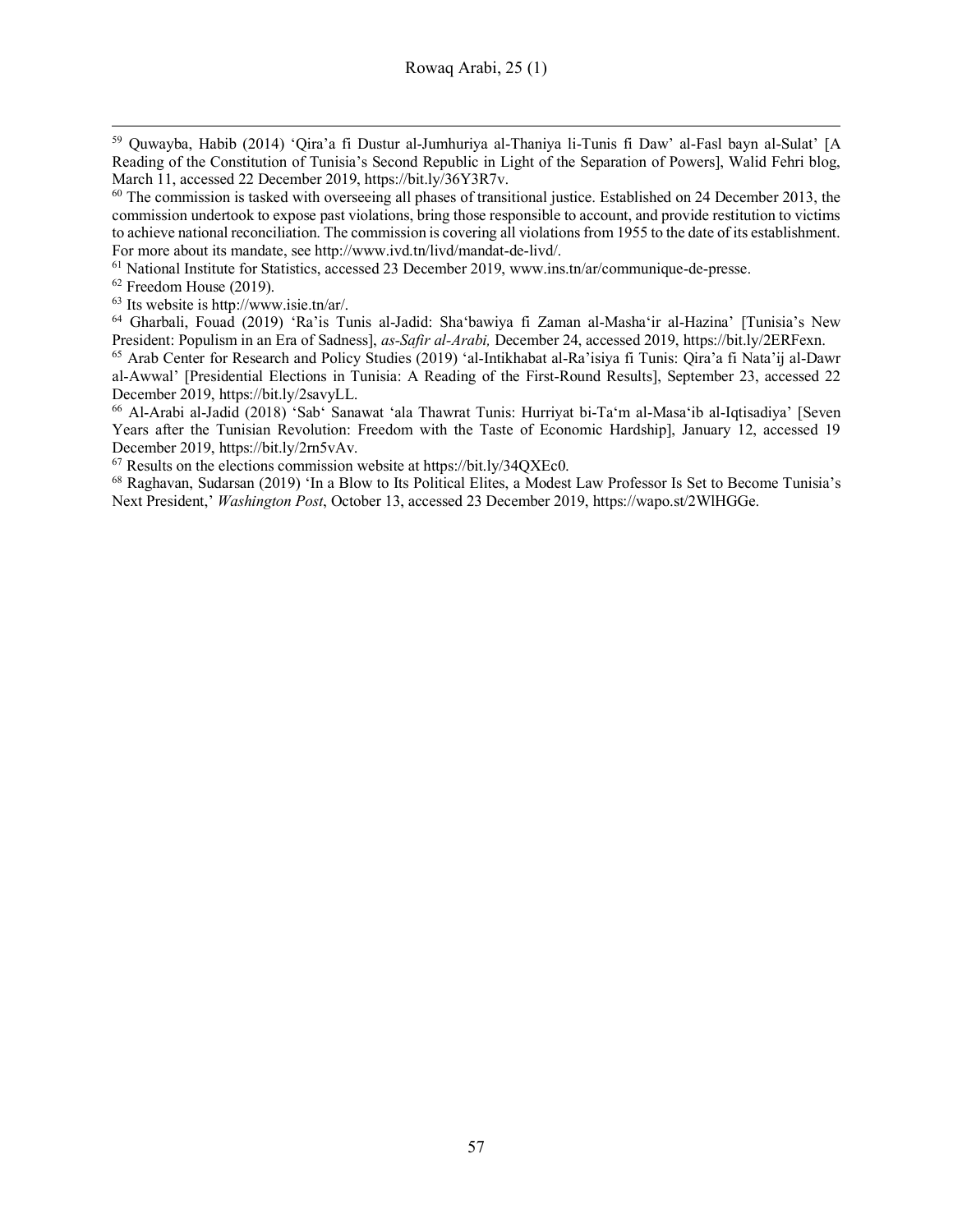[59] Quwayba, Habib (2014) 'Qira'a fi Dustur al-Jumhuriya al-Thaniya li-Tunis fi Daw' al-Fasl bayn al-Sulat' [A Reading of the Constitution of Tunisia's Second Republic in Light of the Separation of Powers], Walid Fehri blog, March 11, accessed 22 December 2019, https://bit.ly/36Y3R7v.

[60] The commission is tasked with overseeing all phases of transitional justice. Established on 24 December 2013, the commission undertook to expose past violations, bring those responsible to account, and provide restitution to victims to achieve national reconciliation. The commission is covering all violations from 1955 to the date of its establishment. For more about its mandate, see http://www.ivd.tn/livd/mandat-de-livd/.

[61] National Institute for Statistics, accessed 23 December 2019, www.ins.tn/ar/communique-de-presse.

[62] Freedom House (2019).

[63] Its website is http://www.isie.tn/ar/.

[64] Gharbali, Fouad (2019) 'Ra'is Tunis al-Jadid: Sha'bawiya fi Zaman al-Masha'ir al-Hazina' [Tunisia's New President: Populism in an Era of Sadness], *as-Safir al-Arabi,* December 24, accessed 2019, https://bit.ly/2ERFexn.

[65] Arab Center for Research and Policy Studies (2019) 'al-Intikhabat al-Ra'isiya fi Tunis: Qira'a fi Nata'ij al-Dawr al-Awwal' [Presidential Elections in Tunisia: A Reading of the First-Round Results], September 23, accessed 22 December 2019, https://bit.ly/2savyLL.

[66] Al-Arabi al-Jadid (2018) 'Sab' Sanawat 'ala Thawrat Tunis: Hurriyat bi-Ta'm al-Masa'ib al-Iqtisadiya' [Seven Years after the Tunisian Revolution: Freedom with the Taste of Economic Hardship], January 12, accessed 19 December 2019, https://bit.ly/2rn5vAv.

[67] Results on the elections commission website at https://bit.ly/34QXEc0.

[68] Raghavan, Sudarsan (2019) 'In a Blow to Its Political Elites, a Modest Law Professor Is Set to Become Tunisia's Next President,' *Washington Post*, October 13, accessed 23 December 2019, https://wapo.st/2WlHGGe.